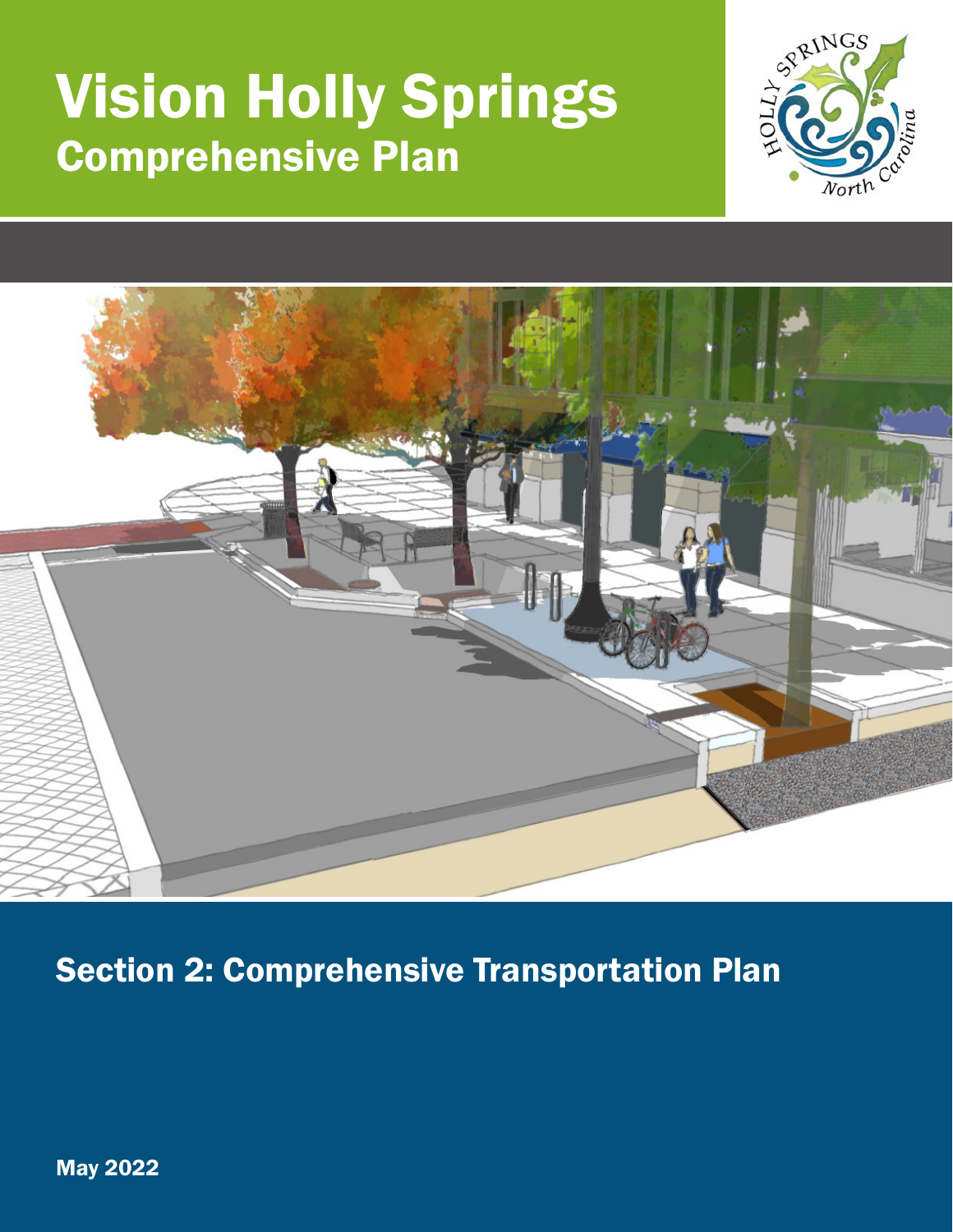# Vision Holly Springs

## Comprehensive Plan

## Section 2: Comprehensive Transportation Plan

**May 2022**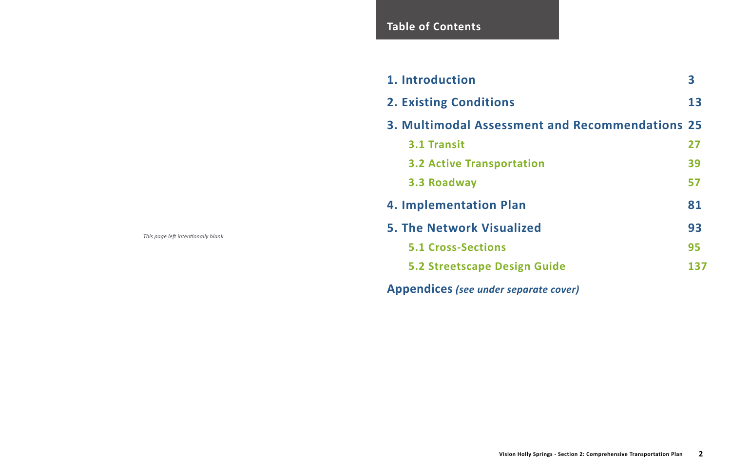*This page left intentionally blank.*

## Table of Contents

**1. Introduction** **3**

**2. Existing Conditions** **13**

**3. Multimodal Assessment and Recommendations** **25**

- **3.1 Transit** **27**
- **3.2 Active Transportation** **39**
- **3.3 Roadway** **57**

**4. Implementation Plan** **81**

**5. The Network Visualized** **93**

- **5.1 Cross-Sections** **95**
- **5.2 Streetscape Design Guide** **137**

**Appendices** ***(see under separate cover)***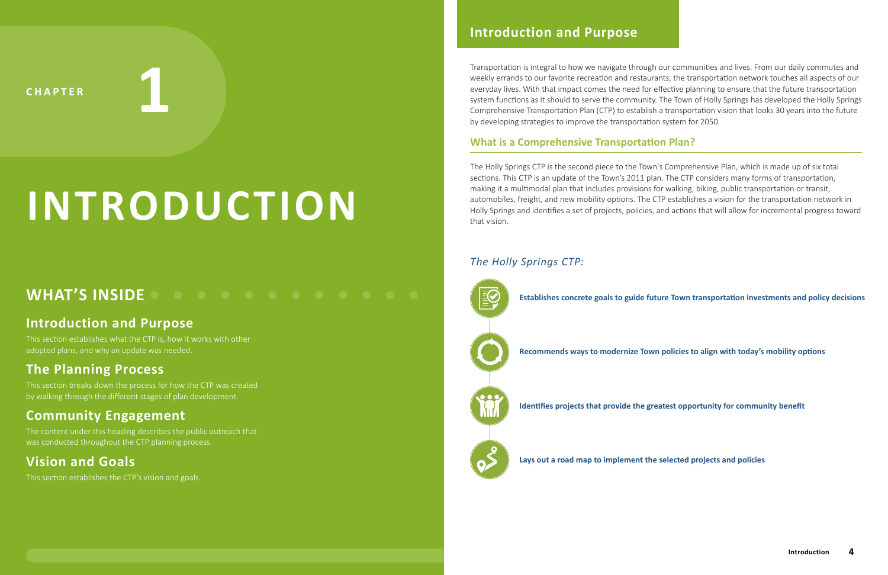CHAPTER 1

# INTRODUCTION

## WHAT'S INSIDE

### Introduction and Purpose

This section establishes what the CTP is, how it works with other adopted plans, and why an update was needed.

### The Planning Process

This section breaks down the process for how the CTP was created by walking through the different stages of plan development.

### Community Engagement

The content under this heading describes the public outreach that was conducted throughout the CTP planning process.

### Vision and Goals

This section establishes the CTP's vision and goals.

## Introduction and Purpose

Transportation is integral to how we navigate through our communities and lives. From our daily commutes and weekly errands to our favorite recreation and restaurants, the transportation network touches all aspects of our everyday lives. With that impact comes the need for effective planning to ensure that the future transportation system functions as it should to serve the community. The Town of Holly Springs has developed the Holly Springs Comprehensive Transportation Plan (CTP) to establish a transportation vision that looks 30 years into the future by developing strategies to improve the transportation system for 2050.

### What is a Comprehensive Transportation Plan?

The Holly Springs CTP is the second piece to the Town's Comprehensive Plan, which is made up of six total sections. This CTP is an update of the Town's 2011 plan. The CTP considers many forms of transportation, making it a multimodal plan that includes provisions for walking, biking, public transportation or transit, automobiles, freight, and new mobility options. The CTP establishes a vision for the transportation network in Holly Springs and identifies a set of projects, policies, and actions that will allow for incremental progress toward that vision.

*The Holly Springs CTP:*

- **Establishes concrete goals to guide future Town transportation investments and policy decisions**
- **Recommends ways to modernize Town policies to align with today's mobility options**
- **Identifies projects that provide the greatest opportunity for community benefit**
- **Lays out a road map to implement the selected projects and policies**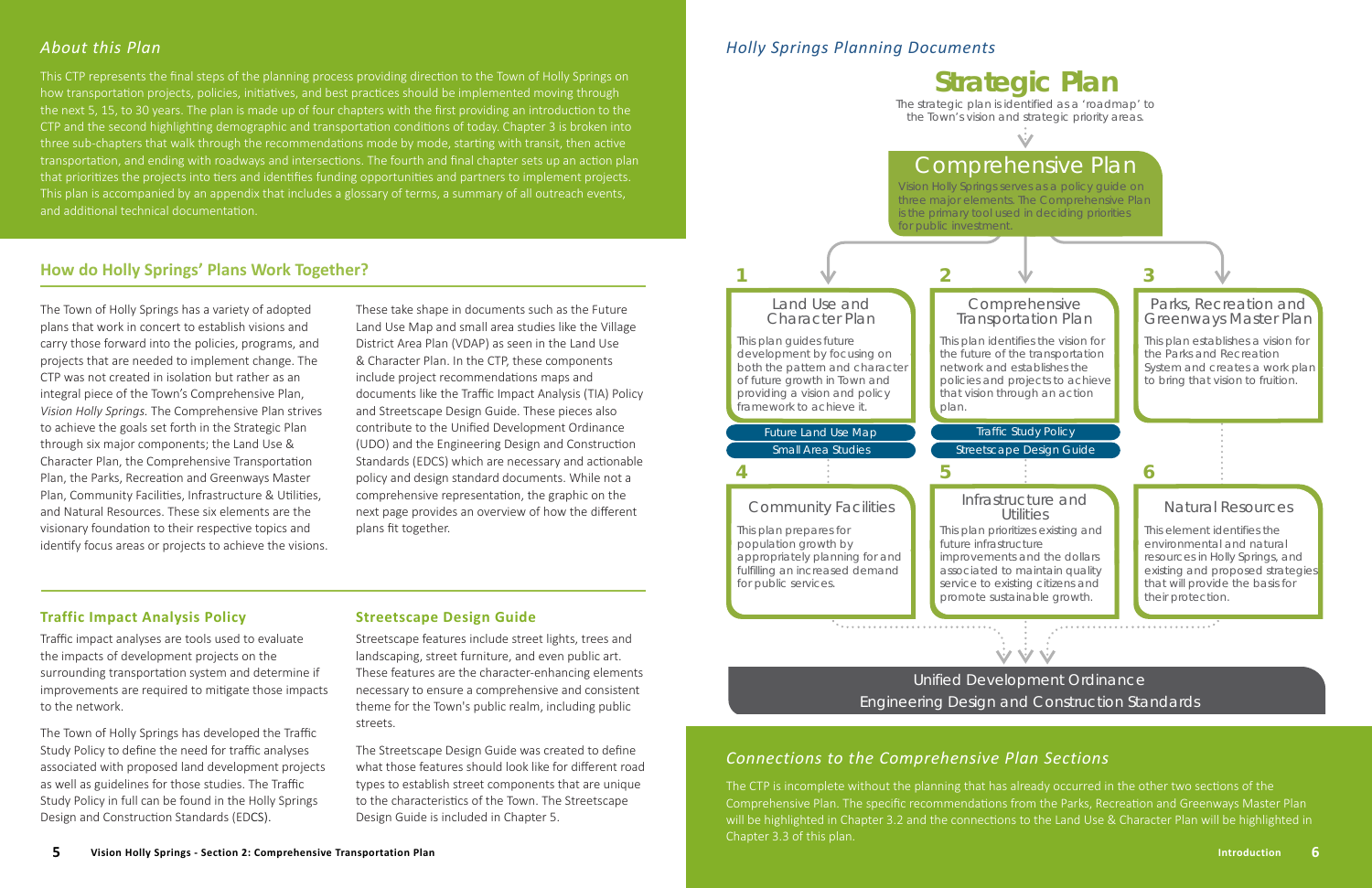## *About this Plan*

This CTP represents the final steps of the planning process providing direction to the Town of Holly Springs on how transportation projects, policies, initiatives, and best practices should be implemented moving through the next 5, 15, to 30 years. The plan is made up of four chapters with the first providing an introduction to the CTP and the second highlighting demographic and transportation conditions of today. Chapter 3 is broken into three sub-chapters that walk through the recommendations mode by mode, starting with transit, then active transportation, and ending with roadways and intersections. The fourth and final chapter sets up an action plan that prioritizes the projects into tiers and identifies funding opportunities and partners to implement projects. This plan is accompanied by an appendix that includes a glossary of terms, a summary of all outreach events, and additional technical documentation.

## How do Holly Springs' Plans Work Together?

The Town of Holly Springs has a variety of adopted plans that work in concert to establish visions and carry those forward into the policies, programs, and projects that are needed to implement change. The CTP was not created in isolation but rather as an integral piece of the Town's Comprehensive Plan, *Vision Holly Springs.* The Comprehensive Plan strives to achieve the goals set forth in the Strategic Plan through six major components; the Land Use & Character Plan, the Comprehensive Transportation Plan, the Parks, Recreation and Greenways Master Plan, Community Facilities, Infrastructure & Utilities, and Natural Resources. These six elements are the visionary foundation to their respective topics and identify focus areas or projects to achieve the visions.

These take shape in documents such as the Future Land Use Map and small area studies like the Village District Area Plan (VDAP) as seen in the Land Use & Character Plan. In the CTP, these components include project recommendations maps and documents like the Traffic Impact Analysis (TIA) Policy and Streetscape Design Guide. These pieces also contribute to the Unified Development Ordinance (UDO) and the Engineering Design and Construction Standards (EDCS) which are necessary and actionable policy and design standard documents. While not a comprehensive representation, the graphic on the next page provides an overview of how the different plans fit together.

### Traffic Impact Analysis Policy

Traffic impact analyses are tools used to evaluate the impacts of development projects on the surrounding transportation system and determine if improvements are required to mitigate those impacts to the network.

The Town of Holly Springs has developed the Traffic Study Policy to define the need for traffic analyses associated with proposed land development projects as well as guidelines for those studies. The Traffic Study Policy in full can be found in the Holly Springs Design and Construction Standards (EDCS).

### Streetscape Design Guide

Streetscape features include street lights, trees and landscaping, street furniture, and even public art. These features are the character-enhancing elements necessary to ensure a comprehensive and consistent theme for the Town's public realm, including public streets.

The Streetscape Design Guide was created to define what those features should look like for different road types to establish street components that are unique to the characteristics of the Town. The Streetscape Design Guide is included in Chapter 5.

## *Holly Springs Planning Documents*

**Strategic Plan**

The strategic plan is identified as a 'roadmap' to the Town's vision and strategic priority areas.

**Comprehensive Plan**

Vision Holly Springs serves as a policy guide on three major elements. The Comprehensive Plan is the primary tool used in deciding priorities for public investment.

**1 Land Use and Character Plan**

This plan guides future development by focusing on both the pattern and character of future growth in Town and providing a vision and policy framework to achieve it.

- Future Land Use Map
- Small Area Studies

**2 Comprehensive Transportation Plan**

This plan identifies the vision for the future of the transportation network and establishes the policies and projects to achieve that vision through an action plan.

- Traffic Study Policy
- Streetscape Design Guide

**3 Parks, Recreation and Greenways Master Plan**

This plan establishes a vision for the Parks and Recreation System and creates a work plan to bring that vision to fruition.

**4 Community Facilities**

This plan prepares for population growth by appropriately planning for and fulfilling an increased demand for public services.

**5 Infrastructure and Utilities**

This plan prioritizes existing and future infrastructure improvements and the dollars associated to maintain quality service to existing citizens and promote sustainable growth.

**6 Natural Resources**

This element identifies the environmental and natural resources in Holly Springs, and existing and proposed strategies that will provide the basis for their protection.

**Unified Development Ordinance**
**Engineering Design and Construction Standards**

## *Connections to the Comprehensive Plan Sections*

The CTP is incomplete without the planning that has already occurred in the other two sections of the Comprehensive Plan. The specific recommendations from the Parks, Recreation and Greenways Master Plan will be highlighted in Chapter 3.2 and the connections to the Land Use & Character Plan will be highlighted in Chapter 3.3 of this plan.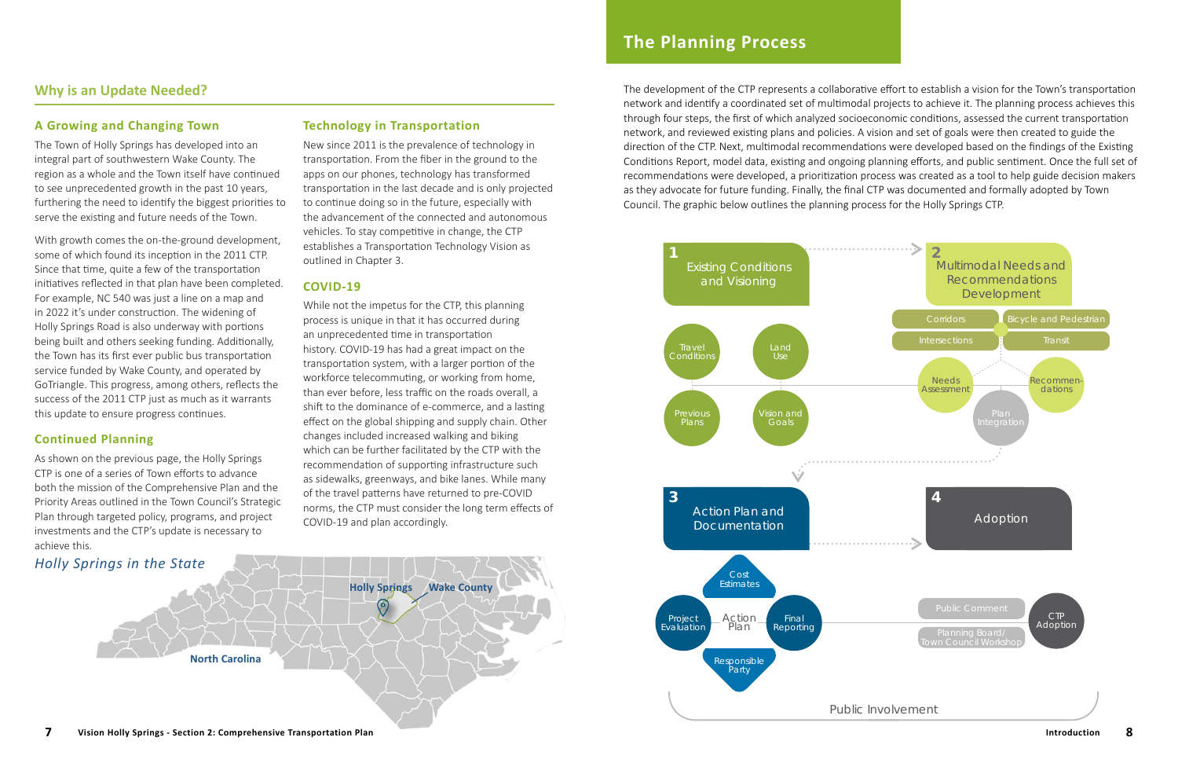## Why is an Update Needed?

### A Growing and Changing Town

The Town of Holly Springs has developed into an integral part of southwestern Wake County. The region as a whole and the Town itself have continued to see unprecedented growth in the past 10 years, furthering the need to identify the biggest priorities to serve the existing and future needs of the Town.

With growth comes the on-the-ground development, some of which found its inception in the 2011 CTP. Since that time, quite a few of the transportation initiatives reflected in that plan have been completed. For example, NC 540 was just a line on a map and in 2022 it's under construction. The widening of Holly Springs Road is also underway with portions being built and others seeking funding. Additionally, the Town has its first ever public bus transportation service funded by Wake County, and operated by GoTriangle. This progress, among others, reflects the success of the 2011 CTP just as much as it warrants this update to ensure progress continues.

### Continued Planning

As shown on the previous page, the Holly Springs CTP is one of a series of Town efforts to advance both the mission of the Comprehensive Plan and the Priority Areas outlined in the Town Council's Strategic Plan through targeted policy, programs, and project investments and the CTP's update is necessary to achieve this.

### Technology in Transportation

New since 2011 is the prevalence of technology in transportation. From the fiber in the ground to the apps on our phones, technology has transformed transportation in the last decade and is only projected to continue doing so in the future, especially with the advancement of the connected and autonomous vehicles. To stay competitive in change, the CTP establishes a Transportation Technology Vision as outlined in Chapter 3.

### COVID-19

While not the impetus for the CTP, this planning process is unique in that it has occurred during an unprecedented time in transportation history. COVID-19 has had a great impact on the transportation system, with a larger portion of the workforce telecommuting, or working from home, than ever before, less traffic on the roads overall, a shift to the dominance of e-commerce, and a lasting effect on the global shipping and supply chain. Other changes included increased walking and biking which can be further facilitated by the CTP with the recommendation of supporting infrastructure such as sidewalks, greenways, and bike lanes. While many of the travel patterns have returned to pre-COVID norms, the CTP must consider the long term effects of COVID-19 and plan accordingly.

*Holly Springs in the State*

Holly Springs · Wake County · North Carolina

## The Planning Process

The development of the CTP represents a collaborative effort to establish a vision for the Town's transportation network and identify a coordinated set of multimodal projects to achieve it. The planning process achieves this through four steps, the first of which analyzed socioeconomic conditions, assessed the current transportation network, and reviewed existing plans and policies. A vision and set of goals were then created to guide the direction of the CTP. Next, multimodal recommendations were developed based on the findings of the Existing Conditions Report, model data, existing and ongoing planning efforts, and public sentiment. Once the full set of recommendations were developed, a prioritization process was created as a tool to help guide decision makers as they advocate for future funding. Finally, the final CTP was documented and formally adopted by Town Council. The graphic below outlines the planning process for the Holly Springs CTP.

1. **Existing Conditions and Visioning**
   - Travel Conditions
   - Land Use
   - Previous Plans
   - Vision and Goals
2. **Multimodal Needs and Recommendations Development**
   - Corridors
   - Bicycle and Pedestrian
   - Intersections
   - Transit
   - Needs Assessment
   - Recommendations
   - Plan Integration
3. **Action Plan and Documentation**
   - Cost Estimates
   - Project Evaluation
   - Action Plan
   - Final Reporting
   - Responsible Party
4. **Adoption**
   - Public Comment
   - Planning Board/Town Council Workshop
   - CTP Adoption

Public Involvement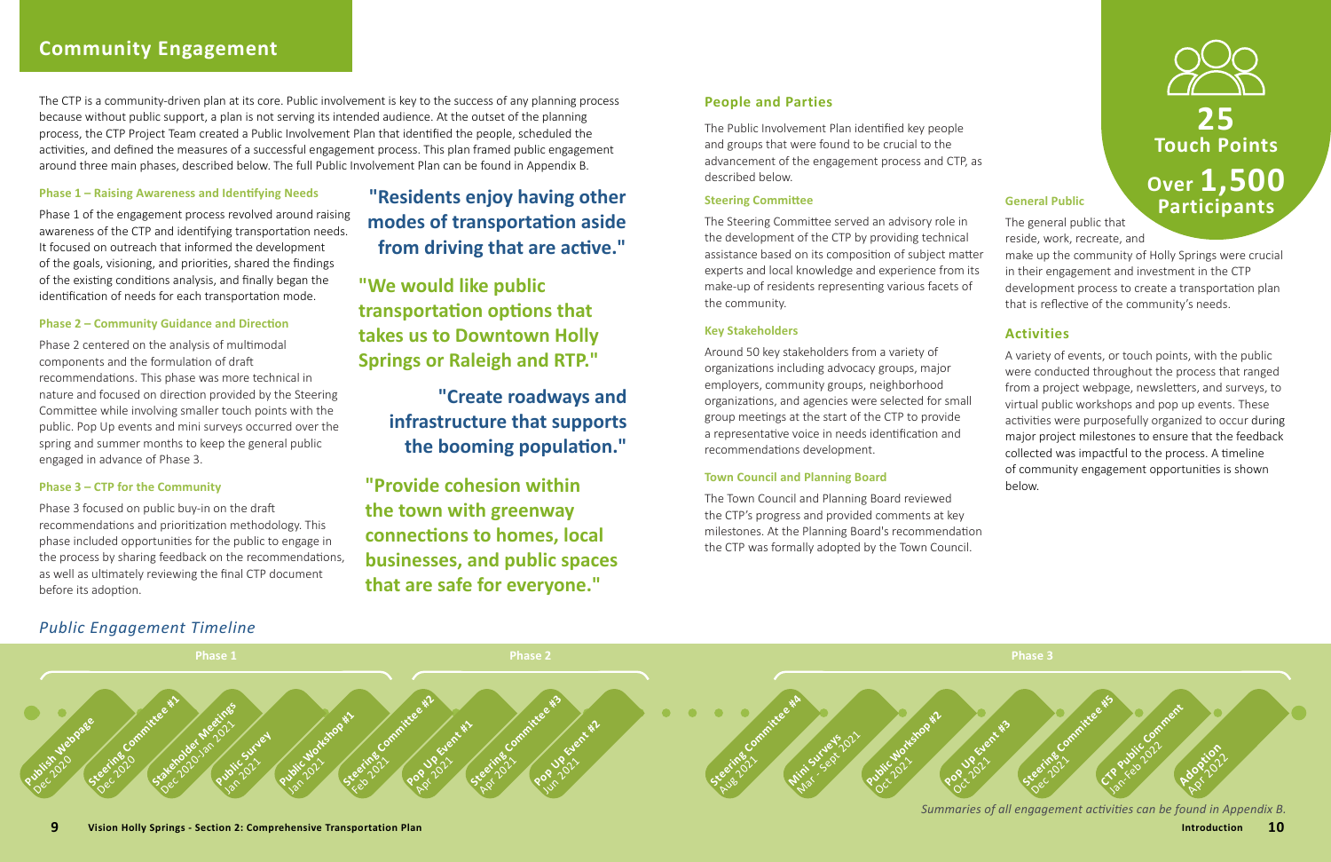## Community Engagement

The CTP is a community-driven plan at its core. Public involvement is key to the success of any planning process because without public support, a plan is not serving its intended audience. At the outset of the planning process, the CTP Project Team created a Public Involvement Plan that identified the people, scheduled the activities, and defined the measures of a successful engagement process. This plan framed public engagement around three main phases, described below. The full Public Involvement Plan can be found in Appendix B.

#### Phase 1 – Raising Awareness and Identifying Needs

Phase 1 of the engagement process revolved around raising awareness of the CTP and identifying transportation needs. It focused on outreach that informed the development of the goals, visioning, and priorities, shared the findings of the existing conditions analysis, and finally began the identification of needs for each transportation mode.

#### Phase 2 – Community Guidance and Direction

Phase 2 centered on the analysis of multimodal components and the formulation of draft recommendations. This phase was more technical in nature and focused on direction provided by the Steering Committee while involving smaller touch points with the public. Pop Up events and mini surveys occurred over the spring and summer months to keep the general public engaged in advance of Phase 3.

#### Phase 3 – CTP for the Community

Phase 3 focused on public buy-in on the draft recommendations and prioritization methodology. This phase included opportunities for the public to engage in the process by sharing feedback on the recommendations, as well as ultimately reviewing the final CTP document before its adoption.

**"Residents enjoy having other modes of transportation aside from driving that are active."**

**"We would like public transportation options that takes us to Downtown Holly Springs or Raleigh and RTP."**

**"Create roadways and infrastructure that supports the booming population."**

**"Provide cohesion within the town with greenway connections to homes, local businesses, and public spaces that are safe for everyone."**

### People and Parties

The Public Involvement Plan identified key people and groups that were found to be crucial to the advancement of the engagement process and CTP, as described below.

#### Steering Committee

The Steering Committee served an advisory role in the development of the CTP by providing technical assistance based on its composition of subject matter experts and local knowledge and experience from its make-up of residents representing various facets of the community.

#### Key Stakeholders

Around 50 key stakeholders from a variety of organizations including advocacy groups, major employers, community groups, neighborhood organizations, and agencies were selected for small group meetings at the start of the CTP to provide a representative voice in needs identification and recommendations development.

#### Town Council and Planning Board

The Town Council and Planning Board reviewed the CTP's progress and provided comments at key milestones. At the Planning Board's recommendation the CTP was formally adopted by the Town Council.

**25 Touch Points**

**Over 1,500 Participants**

#### General Public

The general public that reside, work, recreate, and make up the community of Holly Springs were crucial in their engagement and investment in the CTP development process to create a transportation plan that is reflective of the community's needs.

### Activities

A variety of events, or touch points, with the public were conducted throughout the process that ranged from a project webpage, newsletters, and surveys, to virtual public workshops and pop up events. These activities were purposefully organized to occur during major project milestones to ensure that the feedback collected was impactful to the process. A timeline of community engagement opportunities is shown below.

### *Public Engagement Timeline*

**Phase 1**
- Publish Webpage – Dec 2020
- Steering Committee #1 – Dec 2020
- Stakeholder Meetings – Dec 2020-Jan 2021
- Public Survey – Jan 2021
- Public Workshop #1 – Jan 2021

**Phase 2**
- Steering Committee #2 – Feb 2021
- Pop Up Event #1 – Apr 2021
- Steering Committee #3 – Apr 2021
- Pop Up Event #2 – Jun 2021
- Steering Committee #4 – Aug 2021
- Mini Surveys – Mar - Sept 2021

**Phase 3**
- Public Workshop #2 – Oct 2021
- Pop Up Event #3 – Oct 2021
- Steering Committee #5 – Dec 2021
- CTP Public Comment – Jan-Feb 2022
- Adoption – Apr 2022

*Summaries of all engagement activities can be found in Appendix B.*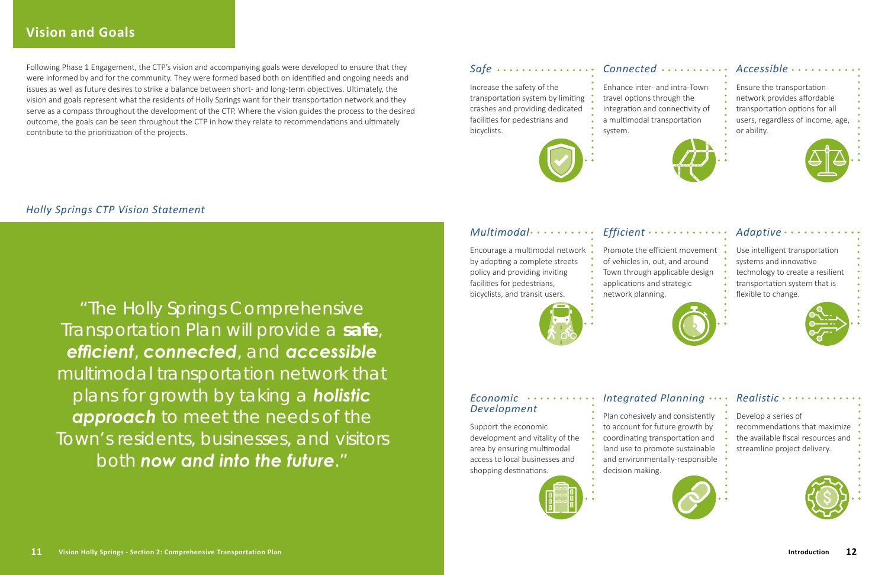## Vision and Goals

Following Phase 1 Engagement, the CTP's vision and accompanying goals were developed to ensure that they were informed by and for the community. They were formed based both on identified and ongoing needs and issues as well as future desires to strike a balance between short- and long-term objectives. Ultimately, the vision and goals represent what the residents of Holly Springs want for their transportation network and they serve as a compass throughout the development of the CTP. Where the vision guides the process to the desired outcome, the goals can be seen throughout the CTP in how they relate to recommendations and ultimately contribute to the prioritization of the projects.

*Holly Springs CTP Vision Statement*

"The Holly Springs Comprehensive Transportation Plan will provide a **safe**, ***efficient***, ***connected***, and ***accessible*** multimodal transportation network that plans for growth by taking a ***holistic approach*** to meet the needs of the Town's residents, businesses, and visitors both ***now and into the future***."

*Safe*

Increase the safety of the transportation system by limiting crashes and providing dedicated facilities for pedestrians and bicyclists.

*Connected*

Enhance inter- and intra-Town travel options through the integration and connectivity of a multimodal transportation system.

*Accessible*

Ensure the transportation network provides affordable transportation options for all users, regardless of income, age, or ability.

*Multimodal*

Encourage a multimodal network by adopting a complete streets policy and providing inviting facilities for pedestrians, bicyclists, and transit users.

*Efficient*

Promote the efficient movement of vehicles in, out, and around Town through applicable design applications and strategic network planning.

*Adaptive*

Use intelligent transportation systems and innovative technology to create a resilient transportation system that is flexible to change.

*Economic Development*

Support the economic development and vitality of the area by ensuring multimodal access to local businesses and shopping destinations.

*Integrated Planning*

Plan cohesively and consistently to account for future growth by coordinating transportation and land use to promote sustainable and environmentally-responsible decision making.

*Realistic*

Develop a series of recommendations that maximize the available fiscal resources and streamline project delivery.